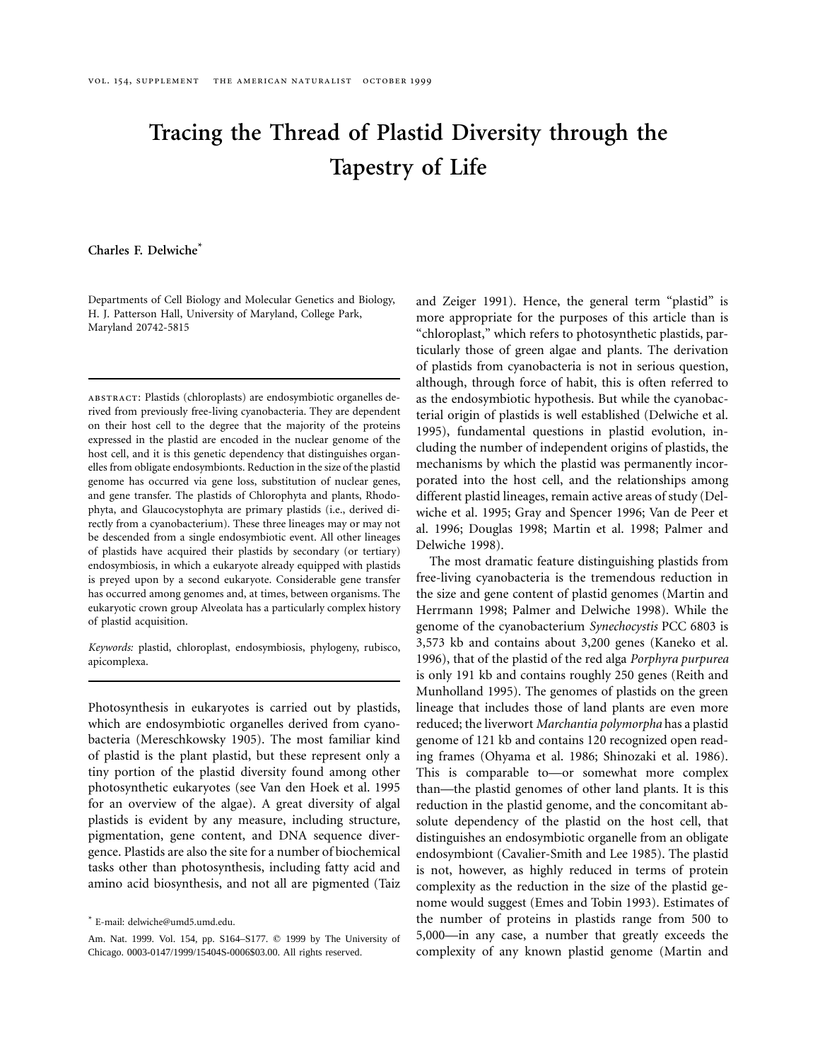# Tracing the Thread of Plastid Diversity through the Tapestry of Life

**Charles F. Delwiche***

Departments of Cell Biology and Molecular Genetics and Biology, H. J. Patterson Hall, University of Maryland, College Park, Maryland 20742-5815

ABSTRACT: Plastids (chloroplasts) are endosymbiotic organelles derived from previously free-living cyanobacteria. They are dependent on their host cell to the degree that the majority of the proteins expressed in the plastid are encoded in the nuclear genome of the host cell, and it is this genetic dependency that distinguishes organelles from obligate endosymbionts. Reduction in the size of the plastid genome has occurred via gene loss, substitution of nuclear genes, and gene transfer. The plastids of Chlorophyta and plants, Rhodophyta, and Glaucocystophyta are primary plastids (i.e., derived directly from a cyanobacterium). These three lineages may or may not be descended from a single endosymbiotic event. All other lineages of plastids have acquired their plastids by secondary (or tertiary) endosymbiosis, in which a eukaryote already equipped with plastids is preyed upon by a second eukaryote. Considerable gene transfer has occurred among genomes and, at times, between organisms. The eukaryotic crown group Alveolata has a particularly complex history of plastid acquisition.

*Keywords:* plastid, chloroplast, endosymbiosis, phylogeny, rubisco, apicomplexa.

Photosynthesis in eukaryotes is carried out by plastids, which are endosymbiotic organelles derived from cyanobacteria (Mereschkowsky 1905). The most familiar kind of plastid is the plant plastid, but these represent only a tiny portion of the plastid diversity found among other photosynthetic eukaryotes (see Van den Hoek et al. 1995 for an overview of the algae). A great diversity of algal plastids is evident by any measure, including structure, pigmentation, gene content, and DNA sequence divergence. Plastids are also the site for a number of biochemical tasks other than photosynthesis, including fatty acid and amino acid biosynthesis, and not all are pigmented (Taiz and Zeiger 1991). Hence, the general term "plastid" is more appropriate for the purposes of this article than is "chloroplast," which refers to photosynthetic plastids, particularly those of green algae and plants. The derivation of plastids from cyanobacteria is not in serious question, although, through force of habit, this is often referred to as the endosymbiotic hypothesis. But while the cyanobacterial origin of plastids is well established (Delwiche et al. 1995), fundamental questions in plastid evolution, including the number of independent origins of plastids, the mechanisms by which the plastid was permanently incorporated into the host cell, and the relationships among different plastid lineages, remain active areas of study (Delwiche et al. 1995; Gray and Spencer 1996; Van de Peer et al. 1996; Douglas 1998; Martin et al. 1998; Palmer and Delwiche 1998).

The most dramatic feature distinguishing plastids from free-living cyanobacteria is the tremendous reduction in the size and gene content of plastid genomes (Martin and Herrmann 1998; Palmer and Delwiche 1998). While the genome of the cyanobacterium *Synechocystis* PCC 6803 is 3,573 kb and contains about 3,200 genes (Kaneko et al. 1996), that of the plastid of the red alga *Porphyra purpurea* is only 191 kb and contains roughly 250 genes (Reith and Munholland 1995). The genomes of plastids on the green lineage that includes those of land plants are even more reduced; the liverwort *Marchantia polymorpha* has a plastid genome of 121 kb and contains 120 recognized open reading frames (Ohyama et al. 1986; Shinozaki et al. 1986). This is comparable to—or somewhat more complex than—the plastid genomes of other land plants. It is this reduction in the plastid genome, and the concomitant absolute dependency of the plastid on the host cell, that distinguishes an endosymbiotic organelle from an obligate endosymbiont (Cavalier-Smith and Lee 1985). The plastid is not, however, as highly reduced in terms of protein complexity as the reduction in the size of the plastid genome would suggest (Emes and Tobin 1993). Estimates of the number of proteins in plastids range from 500 to 5,000—in any case, a number that greatly exceeds the complexity of any known plastid genome (Martin and

* E-mail: delwiche@umd5.umd.edu.

Am. Nat. 1999. Vol. 154, pp. S164–S177. © 1999 by The University of Chicago. 0003-0147/1999/15404S-0006$03.00. All rights reserved.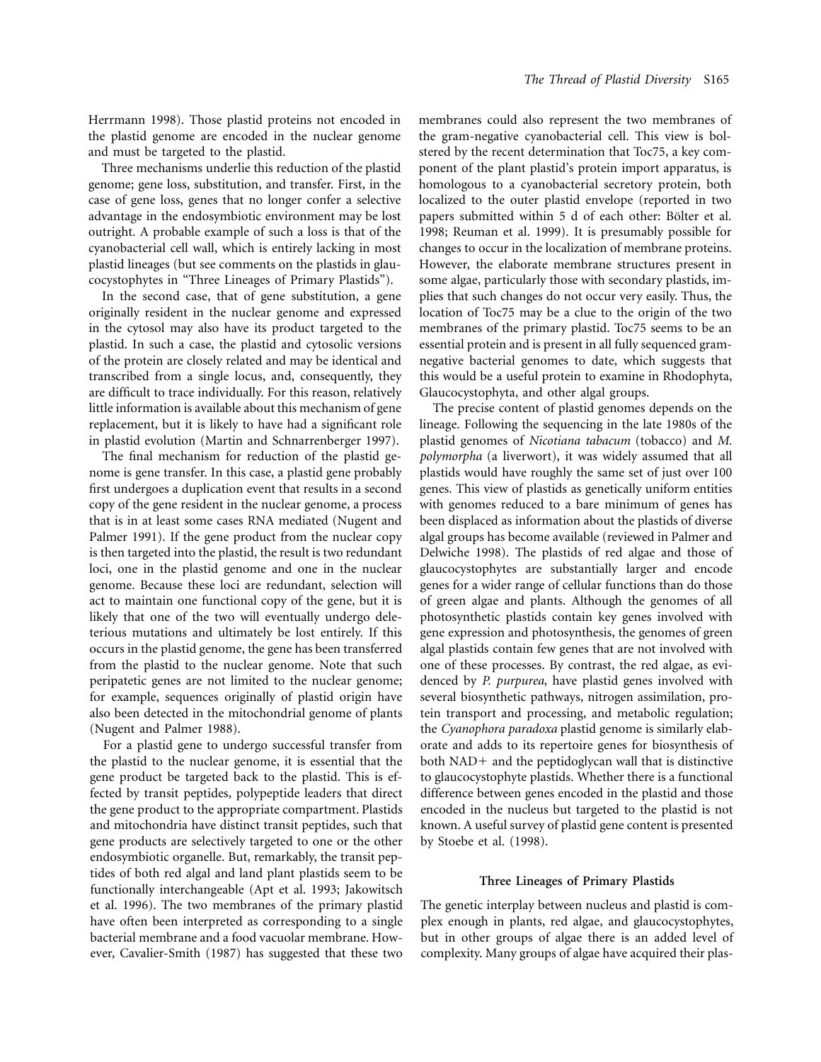Herrmann 1998). Those plastid proteins not encoded in the plastid genome are encoded in the nuclear genome and must be targeted to the plastid.

Three mechanisms underlie this reduction of the plastid genome; gene loss, substitution, and transfer. First, in the case of gene loss, genes that no longer confer a selective advantage in the endosymbiotic environment may be lost outright. A probable example of such a loss is that of the cyanobacterial cell wall, which is entirely lacking in most plastid lineages (but see comments on the plastids in glaucocystophytes in "Three Lineages of Primary Plastids").

In the second case, that of gene substitution, a gene originally resident in the nuclear genome and expressed in the cytosol may also have its product targeted to the plastid. In such a case, the plastid and cytosolic versions of the protein are closely related and may be identical and transcribed from a single locus, and, consequently, they are difficult to trace individually. For this reason, relatively little information is available about this mechanism of gene replacement, but it is likely to have had a significant role in plastid evolution (Martin and Schnarrenberger 1997).

The final mechanism for reduction of the plastid genome is gene transfer. In this case, a plastid gene probably first undergoes a duplication event that results in a second copy of the gene resident in the nuclear genome, a process that is in at least some cases RNA mediated (Nugent and Palmer 1991). If the gene product from the nuclear copy is then targeted into the plastid, the result is two redundant loci, one in the plastid genome and one in the nuclear genome. Because these loci are redundant, selection will act to maintain one functional copy of the gene, but it is likely that one of the two will eventually undergo deleterious mutations and ultimately be lost entirely. If this occurs in the plastid genome, the gene has been transferred from the plastid to the nuclear genome. Note that such peripatetic genes are not limited to the nuclear genome; for example, sequences originally of plastid origin have also been detected in the mitochondrial genome of plants (Nugent and Palmer 1988).

For a plastid gene to undergo successful transfer from the plastid to the nuclear genome, it is essential that the gene product be targeted back to the plastid. This is effected by transit peptides, polypeptide leaders that direct the gene product to the appropriate compartment. Plastids and mitochondria have distinct transit peptides, such that gene products are selectively targeted to one or the other endosymbiotic organelle. But, remarkably, the transit peptides of both red algal and land plant plastids seem to be functionally interchangeable (Apt et al. 1993; Jakowitsch et al. 1996). The two membranes of the primary plastid have often been interpreted as corresponding to a single bacterial membrane and a food vacuolar membrane. However, Cavalier-Smith (1987) has suggested that these two membranes could also represent the two membranes of the gram-negative cyanobacterial cell. This view is bolstered by the recent determination that Toc75, a key component of the plant plastid's protein import apparatus, is homologous to a cyanobacterial secretory protein, both localized to the outer plastid envelope (reported in two papers submitted within 5 d of each other: Bölter et al. 1998; Reuman et al. 1999). It is presumably possible for changes to occur in the localization of membrane proteins. However, the elaborate membrane structures present in some algae, particularly those with secondary plastids, implies that such changes do not occur very easily. Thus, the location of Toc75 may be a clue to the origin of the two membranes of the primary plastid. Toc75 seems to be an essential protein and is present in all fully sequenced gram-negative bacterial genomes to date, which suggests that this would be a useful protein to examine in Rhodophyta, Glaucocystophyta, and other algal groups.

The precise content of plastid genomes depends on the lineage. Following the sequencing in the late 1980s of the plastid genomes of *Nicotiana tabacum* (tobacco) and *M. polymorpha* (a liverwort), it was widely assumed that all plastids would have roughly the same set of just over 100 genes. This view of plastids as genetically uniform entities with genomes reduced to a bare minimum of genes has been displaced as information about the plastids of diverse algal groups has become available (reviewed in Palmer and Delwiche 1998). The plastids of red algae and those of glaucocystophytes are substantially larger and encode genes for a wider range of cellular functions than do those of green algae and plants. Although the genomes of all photosynthetic plastids contain key genes involved with gene expression and photosynthesis, the genomes of green algal plastids contain few genes that are not involved with one of these processes. By contrast, the red algae, as evidenced by *P. purpurea*, have plastid genes involved with several biosynthetic pathways, nitrogen assimilation, protein transport and processing, and metabolic regulation; the *Cyanophora paradoxa* plastid genome is similarly elaborate and adds to its repertoire genes for biosynthesis of both $NAD^+$ and the peptidoglycan wall that is distinctive to glaucocystophyte plastids. Whether there is a functional difference between genes encoded in the plastid and those encoded in the nucleus but targeted to the plastid is not known. A useful survey of plastid gene content is presented by Stoebe et al. (1998).

## Three Lineages of Primary Plastids

The genetic interplay between nucleus and plastid is complex enough in plants, red algae, and glaucocystophytes, but in other groups of algae there is an added level of complexity. Many groups of algae have acquired their plas-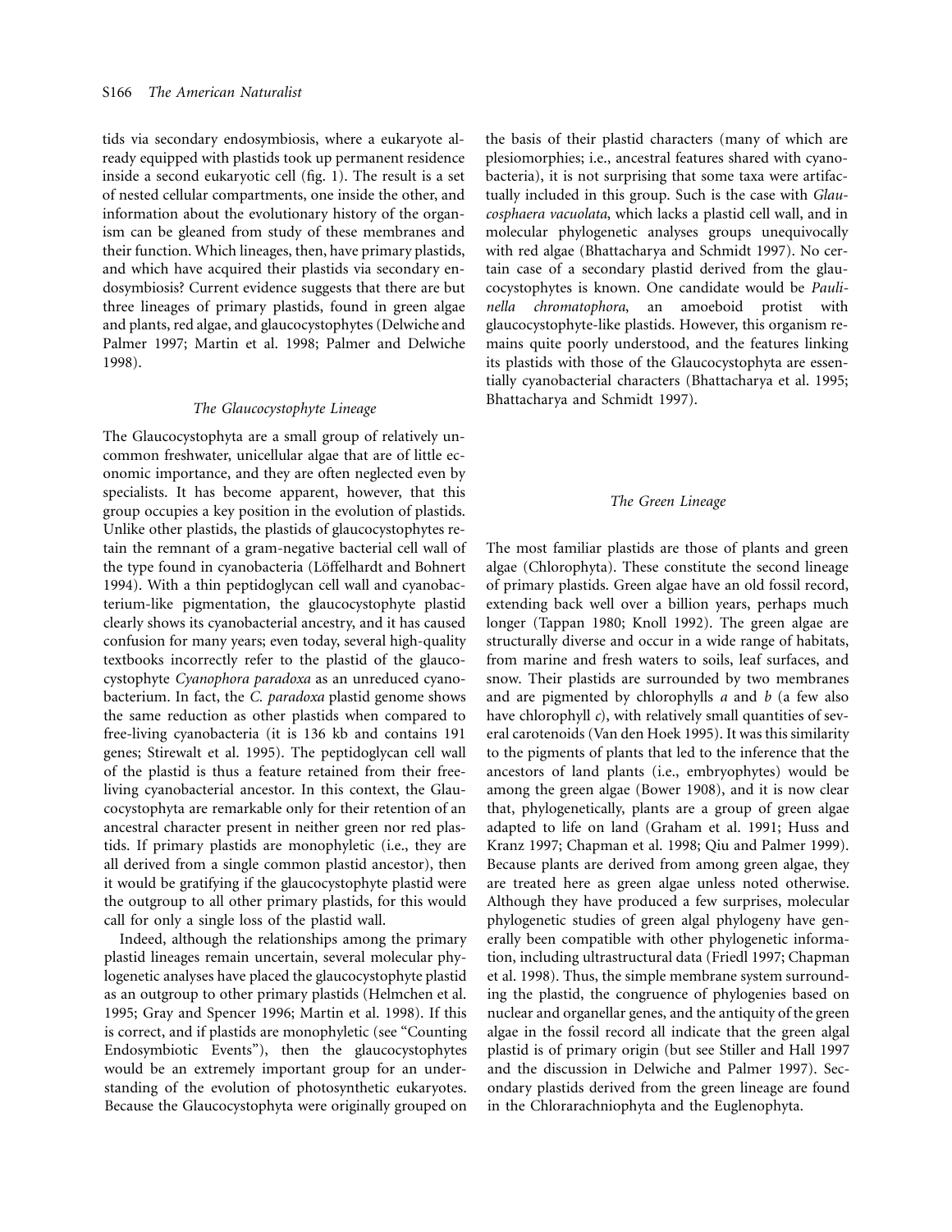tids via secondary endosymbiosis, where a eukaryote already equipped with plastids took up permanent residence inside a second eukaryotic cell (fig. 1). The result is a set of nested cellular compartments, one inside the other, and information about the evolutionary history of the organism can be gleaned from study of these membranes and their function. Which lineages, then, have primary plastids, and which have acquired their plastids via secondary endosymbiosis? Current evidence suggests that there are but three lineages of primary plastids, found in green algae and plants, red algae, and glaucocystophytes (Delwiche and Palmer 1997; Martin et al. 1998; Palmer and Delwiche 1998).

### *The Glaucocystophyte Lineage*

The Glaucocystophyta are a small group of relatively uncommon freshwater, unicellular algae that are of little economic importance, and they are often neglected even by specialists. It has become apparent, however, that this group occupies a key position in the evolution of plastids. Unlike other plastids, the plastids of glaucocystophytes retain the remnant of a gram-negative bacterial cell wall of the type found in cyanobacteria (Löffelhardt and Bohnert 1994). With a thin peptidoglycan cell wall and cyanobacterium-like pigmentation, the glaucocystophyte plastid clearly shows its cyanobacterial ancestry, and it has caused confusion for many years; even today, several high-quality textbooks incorrectly refer to the plastid of the glaucocystophyte *Cyanophora paradoxa* as an unreduced cyanobacterium. In fact, the *C. paradoxa* plastid genome shows the same reduction as other plastids when compared to free-living cyanobacteria (it is 136 kb and contains 191 genes; Stirewalt et al. 1995). The peptidoglycan cell wall of the plastid is thus a feature retained from their free-living cyanobacterial ancestor. In this context, the Glaucocystophyta are remarkable only for their retention of an ancestral character present in neither green nor red plastids. If primary plastids are monophyletic (i.e., they are all derived from a single common plastid ancestor), then it would be gratifying if the glaucocystophyte plastid were the outgroup to all other primary plastids, for this would call for only a single loss of the plastid wall.

Indeed, although the relationships among the primary plastid lineages remain uncertain, several molecular phylogenetic analyses have placed the glaucocystophyte plastid as an outgroup to other primary plastids (Helmchen et al. 1995; Gray and Spencer 1996; Martin et al. 1998). If this is correct, and if plastids are monophyletic (see "Counting Endosymbiotic Events"), then the glaucocystophytes would be an extremely important group for an understanding of the evolution of photosynthetic eukaryotes. Because the Glaucocystophyta were originally grouped on the basis of their plastid characters (many of which are plesiomorphies; i.e., ancestral features shared with cyanobacteria), it is not surprising that some taxa were artifactually included in this group. Such is the case with *Glaucosphaera vacuolata*, which lacks a plastid cell wall, and in molecular phylogenetic analyses groups unequivocally with red algae (Bhattacharya and Schmidt 1997). No certain case of a secondary plastid derived from the glaucocystophytes is known. One candidate would be *Paulinella chromatophora*, an amoeboid protist with glaucocystophyte-like plastids. However, this organism remains quite poorly understood, and the features linking its plastids with those of the Glaucocystophyta are essentially cyanobacterial characters (Bhattacharya et al. 1995; Bhattacharya and Schmidt 1997).

### *The Green Lineage*

The most familiar plastids are those of plants and green algae (Chlorophyta). These constitute the second lineage of primary plastids. Green algae have an old fossil record, extending back well over a billion years, perhaps much longer (Tappan 1980; Knoll 1992). The green algae are structurally diverse and occur in a wide range of habitats, from marine and fresh waters to soils, leaf surfaces, and snow. Their plastids are surrounded by two membranes and are pigmented by chlorophylls *a* and *b* (a few also have chlorophyll *c*), with relatively small quantities of several carotenoids (Van den Hoek 1995). It was this similarity to the pigments of plants that led to the inference that the ancestors of land plants (i.e., embryophytes) would be among the green algae (Bower 1908), and it is now clear that, phylogenetically, plants are a group of green algae adapted to life on land (Graham et al. 1991; Huss and Kranz 1997; Chapman et al. 1998; Qiu and Palmer 1999). Because plants are derived from among green algae, they are treated here as green algae unless noted otherwise. Although they have produced a few surprises, molecular phylogenetic studies of green algal phylogeny have generally been compatible with other phylogenetic information, including ultrastructural data (Friedl 1997; Chapman et al. 1998). Thus, the simple membrane system surrounding the plastid, the congruence of phylogenies based on nuclear and organellar genes, and the antiquity of the green algae in the fossil record all indicate that the green algal plastid is of primary origin (but see Stiller and Hall 1997 and the discussion in Delwiche and Palmer 1997). Secondary plastids derived from the green lineage are found in the Chlorarachniophyta and the Euglenophyta.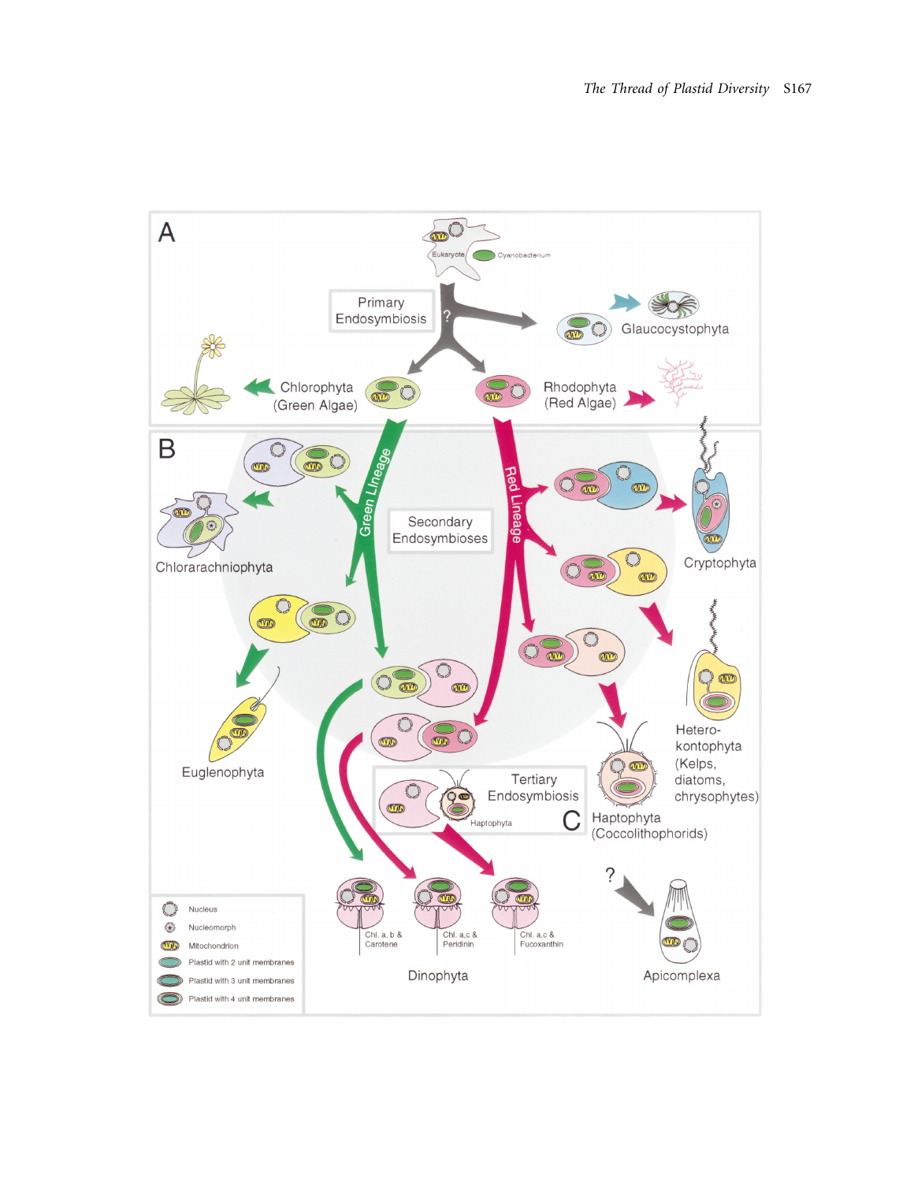A

Eukaryote

Cyanobacterium

Primary Endosymbiosis

?

Glaucocystophyta

Chlorophyta (Green Algae)

Rhodophyta (Red Algae)

B

Green Lineage

Red Lineage

Secondary Endosymbioses

Chlorarachniophyta

Cryptophyta

Euglenophyta

Hetero-kontophyta (Kelps, diatoms, chrysophytes)

Tertiary Endosymbiosis

Haptophyta

C

Haptophyta (Coccolithophorids)

?

Chl. a, b & Carotene

Chl. a,c & Peridinin

Chl. a,c & Fucoxanthin

Dinophyta

Apicomplexa

Nucleus

Nucleomorph

Mitochondrion

Plastid with 2 unit membranes

Plastid with 3 unit membranes

Plastid with 4 unit membranes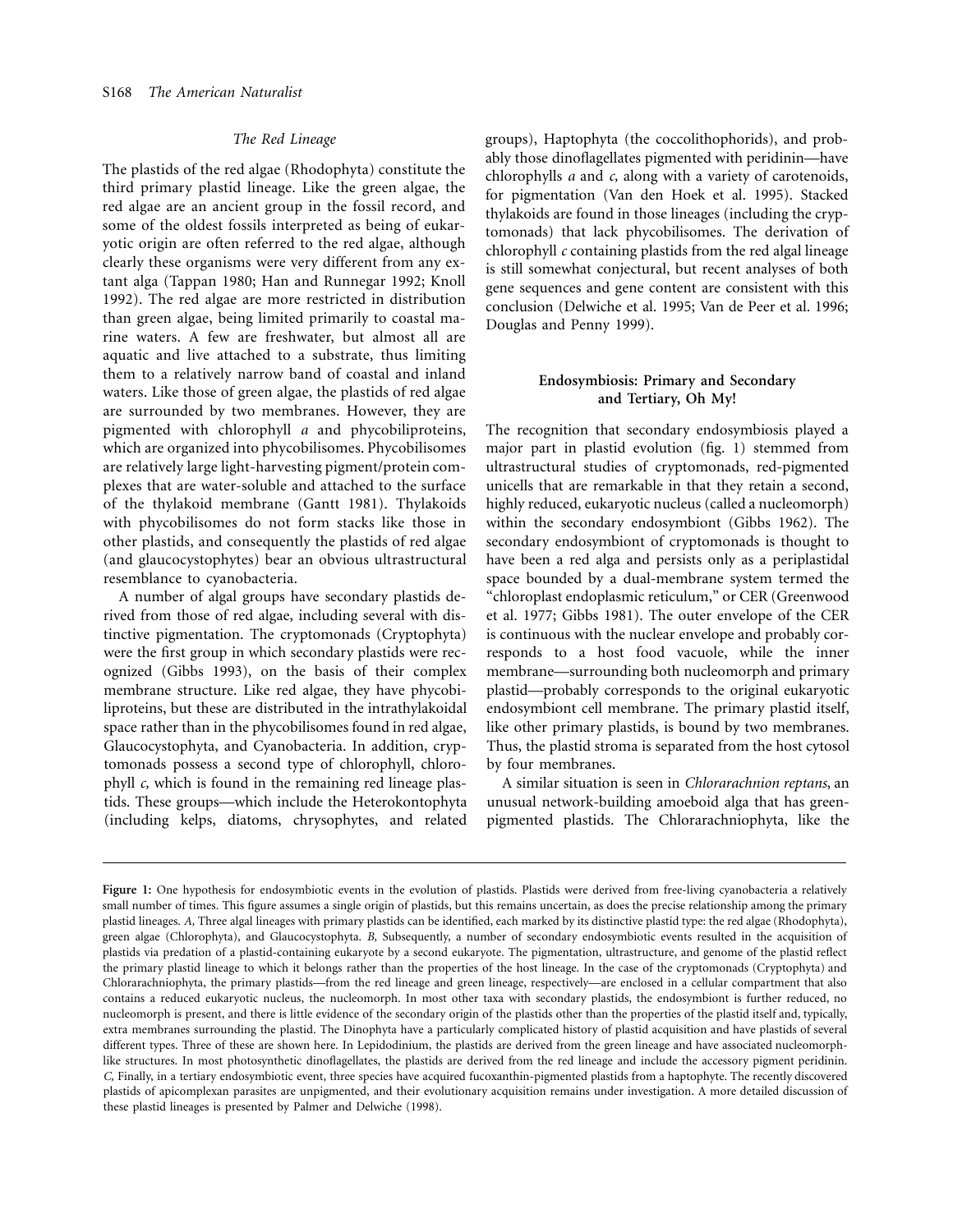### The Red Lineage

The plastids of the red algae (Rhodophyta) constitute the third primary plastid lineage. Like the green algae, the red algae are an ancient group in the fossil record, and some of the oldest fossils interpreted as being of eukaryotic origin are often referred to the red algae, although clearly these organisms were very different from any extant alga (Tappan 1980; Han and Runnegar 1992; Knoll 1992). The red algae are more restricted in distribution than green algae, being limited primarily to coastal marine waters. A few are freshwater, but almost all are aquatic and live attached to a substrate, thus limiting them to a relatively narrow band of coastal and inland waters. Like those of green algae, the plastids of red algae are surrounded by two membranes. However, they are pigmented with chlorophyll *a* and phycobiliproteins, which are organized into phycobilisomes. Phycobilisomes are relatively large light-harvesting pigment/protein complexes that are water-soluble and attached to the surface of the thylakoid membrane (Gantt 1981). Thylakoids with phycobilisomes do not form stacks like those in other plastids, and consequently the plastids of red algae (and glaucocystophytes) bear an obvious ultrastructural resemblance to cyanobacteria.

A number of algal groups have secondary plastids derived from those of red algae, including several with distinctive pigmentation. The cryptomonads (Cryptophyta) were the first group in which secondary plastids were recognized (Gibbs 1993), on the basis of their complex membrane structure. Like red algae, they have phycobiliproteins, but these are distributed in the intrathylakoidal space rather than in the phycobilisomes found in red algae, Glaucocystophyta, and Cyanobacteria. In addition, cryptomonads possess a second type of chlorophyll, chlorophyll *c*, which is found in the remaining red lineage plastids. These groups—which include the Heterokontophyta (including kelps, diatoms, chrysophytes, and related groups), Haptophyta (the coccolithophorids), and probably those dinoflagellates pigmented with peridinin—have chlorophylls *a* and *c*, along with a variety of carotenoids, for pigmentation (Van den Hoek et al. 1995). Stacked thylakoids are found in those lineages (including the cryptomonads) that lack phycobilisomes. The derivation of chlorophyll *c* containing plastids from the red algal lineage is still somewhat conjectural, but recent analyses of both gene sequences and gene content are consistent with this conclusion (Delwiche et al. 1995; Van de Peer et al. 1996; Douglas and Penny 1999).

## Endosymbiosis: Primary and Secondary and Tertiary, Oh My!

The recognition that secondary endosymbiosis played a major part in plastid evolution (fig. 1) stemmed from ultrastructural studies of cryptomonads, red-pigmented unicells that are remarkable in that they retain a second, highly reduced, eukaryotic nucleus (called a nucleomorph) within the secondary endosymbiont (Gibbs 1962). The secondary endosymbiont of cryptomonads is thought to have been a red alga and persists only as a periplastidal space bounded by a dual-membrane system termed the "chloroplast endoplasmic reticulum," or CER (Greenwood et al. 1977; Gibbs 1981). The outer envelope of the CER is continuous with the nuclear envelope and probably corresponds to a host food vacuole, while the inner membrane—surrounding both nucleomorph and primary plastid—probably corresponds to the original eukaryotic endosymbiont cell membrane. The primary plastid itself, like other primary plastids, is bound by two membranes. Thus, the plastid stroma is separated from the host cytosol by four membranes.

A similar situation is seen in *Chlorarachnion reptans*, an unusual network-building amoeboid alga that has green-pigmented plastids. The Chlorarachniophyta, like the

**Figure 1:** One hypothesis for endosymbiotic events in the evolution of plastids. Plastids were derived from free-living cyanobacteria a relatively small number of times. This figure assumes a single origin of plastids, but this remains uncertain, as does the precise relationship among the primary plastid lineages. *A*, Three algal lineages with primary plastids can be identified, each marked by its distinctive plastid type: the red algae (Rhodophyta), green algae (Chlorophyta), and Glaucocystophyta. *B*, Subsequently, a number of secondary endosymbiotic events resulted in the acquisition of plastids via predation of a plastid-containing eukaryote by a second eukaryote. The pigmentation, ultrastructure, and genome of the plastid reflect the primary plastid lineage to which it belongs rather than the properties of the host lineage. In the case of the cryptomonads (Cryptophyta) and Chlorarachniophyta, the primary plastids—from the red lineage and green lineage, respectively—are enclosed in a cellular compartment that also contains a reduced eukaryotic nucleus, the nucleomorph. In most other taxa with secondary plastids, the endosymbiont is further reduced, no nucleomorph is present, and there is little evidence of the secondary origin of the plastids other than the properties of the plastid itself and, typically, extra membranes surrounding the plastid. The Dinophyta have a particularly complicated history of plastid acquisition and have plastids of several different types. Three of these are shown here. In Lepidodinium, the plastids are derived from the green lineage and have associated nucleomorph-like structures. In most photosynthetic dinoflagellates, the plastids are derived from the red lineage and include the accessory pigment peridinin. *C*, Finally, in a tertiary endosymbiotic event, three species have acquired fucoxanthin-pigmented plastids from a haptophyte. The recently discovered plastids of apicomplexan parasites are unpigmented, and their evolutionary acquisition remains under investigation. A more detailed discussion of these plastid lineages is presented by Palmer and Delwiche (1998).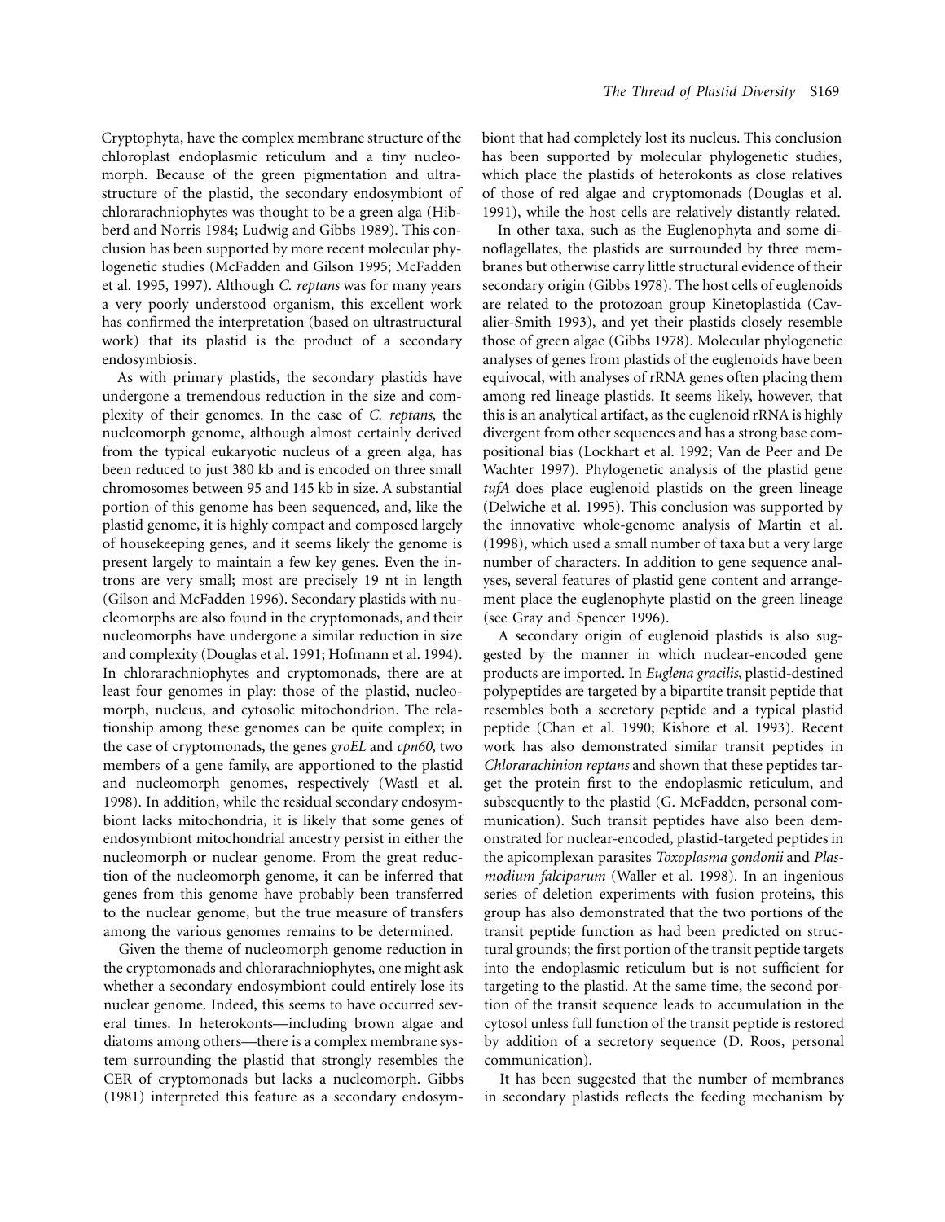Cryptophyta, have the complex membrane structure of the chloroplast endoplasmic reticulum and a tiny nucleomorph. Because of the green pigmentation and ultrastructure of the plastid, the secondary endosymbiont of chlorarachniophytes was thought to be a green alga (Hibberd and Norris 1984; Ludwig and Gibbs 1989). This conclusion has been supported by more recent molecular phylogenetic studies (McFadden and Gilson 1995; McFadden et al. 1995, 1997). Although *C. reptans* was for many years a very poorly understood organism, this excellent work has confirmed the interpretation (based on ultrastructural work) that its plastid is the product of a secondary endosymbiosis.

As with primary plastids, the secondary plastids have undergone a tremendous reduction in the size and complexity of their genomes. In the case of *C. reptans*, the nucleomorph genome, although almost certainly derived from the typical eukaryotic nucleus of a green alga, has been reduced to just 380 kb and is encoded on three small chromosomes between 95 and 145 kb in size. A substantial portion of this genome has been sequenced, and, like the plastid genome, it is highly compact and composed largely of housekeeping genes, and it seems likely the genome is present largely to maintain a few key genes. Even the introns are very small; most are precisely 19 nt in length (Gilson and McFadden 1996). Secondary plastids with nucleomorphs are also found in the cryptomonads, and their nucleomorphs have undergone a similar reduction in size and complexity (Douglas et al. 1991; Hofmann et al. 1994). In chlorarachniophytes and cryptomonads, there are at least four genomes in play: those of the plastid, nucleomorph, nucleus, and cytosolic mitochondrion. The relationship among these genomes can be quite complex; in the case of cryptomonads, the genes *groEL* and *cpn60*, two members of a gene family, are apportioned to the plastid and nucleomorph genomes, respectively (Wastl et al. 1998). In addition, while the residual secondary endosymbiont lacks mitochondria, it is likely that some genes of endosymbiont mitochondrial ancestry persist in either the nucleomorph or nuclear genome. From the great reduction of the nucleomorph genome, it can be inferred that genes from this genome have probably been transferred to the nuclear genome, but the true measure of transfers among the various genomes remains to be determined.

Given the theme of nucleomorph genome reduction in the cryptomonads and chlorarachniophytes, one might ask whether a secondary endosymbiont could entirely lose its nuclear genome. Indeed, this seems to have occurred several times. In heterokonts—including brown algae and diatoms among others—there is a complex membrane system surrounding the plastid that strongly resembles the CER of cryptomonads but lacks a nucleomorph. Gibbs (1981) interpreted this feature as a secondary endosymbiont that had completely lost its nucleus. This conclusion has been supported by molecular phylogenetic studies, which place the plastids of heterokonts as close relatives of those of red algae and cryptomonads (Douglas et al. 1991), while the host cells are relatively distantly related.

In other taxa, such as the Euglenophyta and some dinoflagellates, the plastids are surrounded by three membranes but otherwise carry little structural evidence of their secondary origin (Gibbs 1978). The host cells of euglenoids are related to the protozoan group Kinetoplastida (Cavalier-Smith 1993), and yet their plastids closely resemble those of green algae (Gibbs 1978). Molecular phylogenetic analyses of genes from plastids of the euglenoids have been equivocal, with analyses of rRNA genes often placing them among red lineage plastids. It seems likely, however, that this is an analytical artifact, as the euglenoid rRNA is highly divergent from other sequences and has a strong base compositional bias (Lockhart et al. 1992; Van de Peer and De Wachter 1997). Phylogenetic analysis of the plastid gene *tufA* does place euglenoid plastids on the green lineage (Delwiche et al. 1995). This conclusion was supported by the innovative whole-genome analysis of Martin et al. (1998), which used a small number of taxa but a very large number of characters. In addition to gene sequence analyses, several features of plastid gene content and arrangement place the euglenophyte plastid on the green lineage (see Gray and Spencer 1996).

A secondary origin of euglenoid plastids is also suggested by the manner in which nuclear-encoded gene products are imported. In *Euglena gracilis*, plastid-destined polypeptides are targeted by a bipartite transit peptide that resembles both a secretory peptide and a typical plastid peptide (Chan et al. 1990; Kishore et al. 1993). Recent work has also demonstrated similar transit peptides in *Chlorarachinion reptans* and shown that these peptides target the protein first to the endoplasmic reticulum, and subsequently to the plastid (G. McFadden, personal communication). Such transit peptides have also been demonstrated for nuclear-encoded, plastid-targeted peptides in the apicomplexan parasites *Toxoplasma gondonii* and *Plasmodium falciparum* (Waller et al. 1998). In an ingenious series of deletion experiments with fusion proteins, this group has also demonstrated that the two portions of the transit peptide function as had been predicted on structural grounds; the first portion of the transit peptide targets into the endoplasmic reticulum but is not sufficient for targeting to the plastid. At the same time, the second portion of the transit sequence leads to accumulation in the cytosol unless full function of the transit peptide is restored by addition of a secretory sequence (D. Roos, personal communication).

It has been suggested that the number of membranes in secondary plastids reflects the feeding mechanism by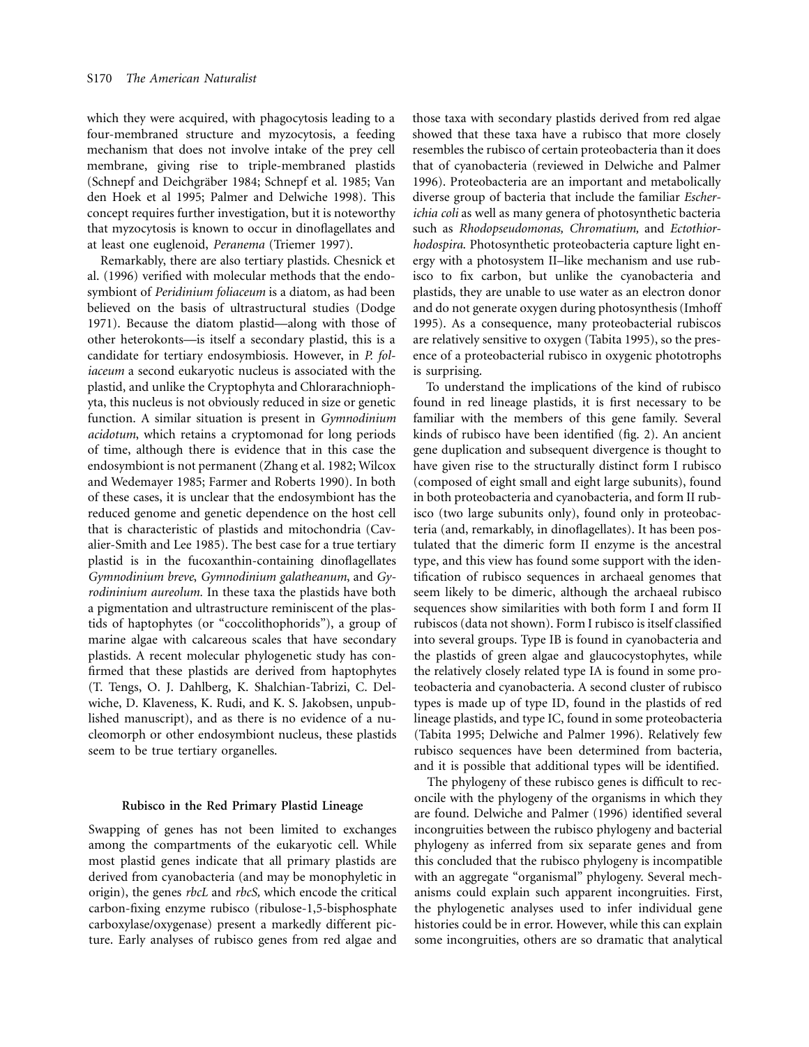which they were acquired, with phagocytosis leading to a four-membraned structure and myzocytosis, a feeding mechanism that does not involve intake of the prey cell membrane, giving rise to triple-membraned plastids (Schnepf and Deichgräber 1984; Schnepf et al. 1985; Van den Hoek et al 1995; Palmer and Delwiche 1998). This concept requires further investigation, but it is noteworthy that myzocytosis is known to occur in dinoflagellates and at least one euglenoid, *Peranema* (Triemer 1997).

Remarkably, there are also tertiary plastids. Chesnick et al. (1996) verified with molecular methods that the endosymbiont of *Peridinium foliaceum* is a diatom, as had been believed on the basis of ultrastructural studies (Dodge 1971). Because the diatom plastid—along with those of other heterokonts—is itself a secondary plastid, this is a candidate for tertiary endosymbiosis. However, in *P. foliaceum* a second eukaryotic nucleus is associated with the plastid, and unlike the Cryptophyta and Chlorarachniophyta, this nucleus is not obviously reduced in size or genetic function. A similar situation is present in *Gymnodinium acidotum*, which retains a cryptomonad for long periods of time, although there is evidence that in this case the endosymbiont is not permanent (Zhang et al. 1982; Wilcox and Wedemayer 1985; Farmer and Roberts 1990). In both of these cases, it is unclear that the endosymbiont has the reduced genome and genetic dependence on the host cell that is characteristic of plastids and mitochondria (Cavalier-Smith and Lee 1985). The best case for a true tertiary plastid is in the fucoxanthin-containing dinoflagellates *Gymnodinium breve*, *Gymnodinium galatheanum*, and *Gyrodininium aureolum.* In these taxa the plastids have both a pigmentation and ultrastructure reminiscent of the plastids of haptophytes (or "coccolithophorids"), a group of marine algae with calcareous scales that have secondary plastids. A recent molecular phylogenetic study has confirmed that these plastids are derived from haptophytes (T. Tengs, O. J. Dahlberg, K. Shalchian-Tabrizi, C. Delwiche, D. Klaveness, K. Rudi, and K. S. Jakobsen, unpublished manuscript), and as there is no evidence of a nucleomorph or other endosymbiont nucleus, these plastids seem to be true tertiary organelles.

## Rubisco in the Red Primary Plastid Lineage

Swapping of genes has not been limited to exchanges among the compartments of the eukaryotic cell. While most plastid genes indicate that all primary plastids are derived from cyanobacteria (and may be monophyletic in origin), the genes *rbcL* and *rbcS,* which encode the critical carbon-fixing enzyme rubisco (ribulose-1,5-bisphosphate carboxylase/oxygenase) present a markedly different picture. Early analyses of rubisco genes from red algae and those taxa with secondary plastids derived from red algae showed that these taxa have a rubisco that more closely resembles the rubisco of certain proteobacteria than it does that of cyanobacteria (reviewed in Delwiche and Palmer 1996). Proteobacteria are an important and metabolically diverse group of bacteria that include the familiar *Escherichia coli* as well as many genera of photosynthetic bacteria such as *Rhodopseudomonas, Chromatium,* and *Ectothiorhodospira.* Photosynthetic proteobacteria capture light energy with a photosystem II–like mechanism and use rubisco to fix carbon, but unlike the cyanobacteria and plastids, they are unable to use water as an electron donor and do not generate oxygen during photosynthesis (Imhoff 1995). As a consequence, many proteobacterial rubiscos are relatively sensitive to oxygen (Tabita 1995), so the presence of a proteobacterial rubisco in oxygenic phototrophs is surprising.

To understand the implications of the kind of rubisco found in red lineage plastids, it is first necessary to be familiar with the members of this gene family. Several kinds of rubisco have been identified (fig. 2). An ancient gene duplication and subsequent divergence is thought to have given rise to the structurally distinct form I rubisco (composed of eight small and eight large subunits), found in both proteobacteria and cyanobacteria, and form II rubisco (two large subunits only), found only in proteobacteria (and, remarkably, in dinoflagellates). It has been postulated that the dimeric form II enzyme is the ancestral type, and this view has found some support with the identification of rubisco sequences in archaeal genomes that seem likely to be dimeric, although the archaeal rubisco sequences show similarities with both form I and form II rubiscos (data not shown). Form I rubisco is itself classified into several groups. Type IB is found in cyanobacteria and the plastids of green algae and glaucocystophytes, while the relatively closely related type IA is found in some proteobacteria and cyanobacteria. A second cluster of rubisco types is made up of type ID, found in the plastids of red lineage plastids, and type IC, found in some proteobacteria (Tabita 1995; Delwiche and Palmer 1996). Relatively few rubisco sequences have been determined from bacteria, and it is possible that additional types will be identified.

The phylogeny of these rubisco genes is difficult to reconcile with the phylogeny of the organisms in which they are found. Delwiche and Palmer (1996) identified several incongruities between the rubisco phylogeny and bacterial phylogeny as inferred from six separate genes and from this concluded that the rubisco phylogeny is incompatible with an aggregate "organismal" phylogeny. Several mechanisms could explain such apparent incongruities. First, the phylogenetic analyses used to infer individual gene histories could be in error. However, while this can explain some incongruities, others are so dramatic that analytical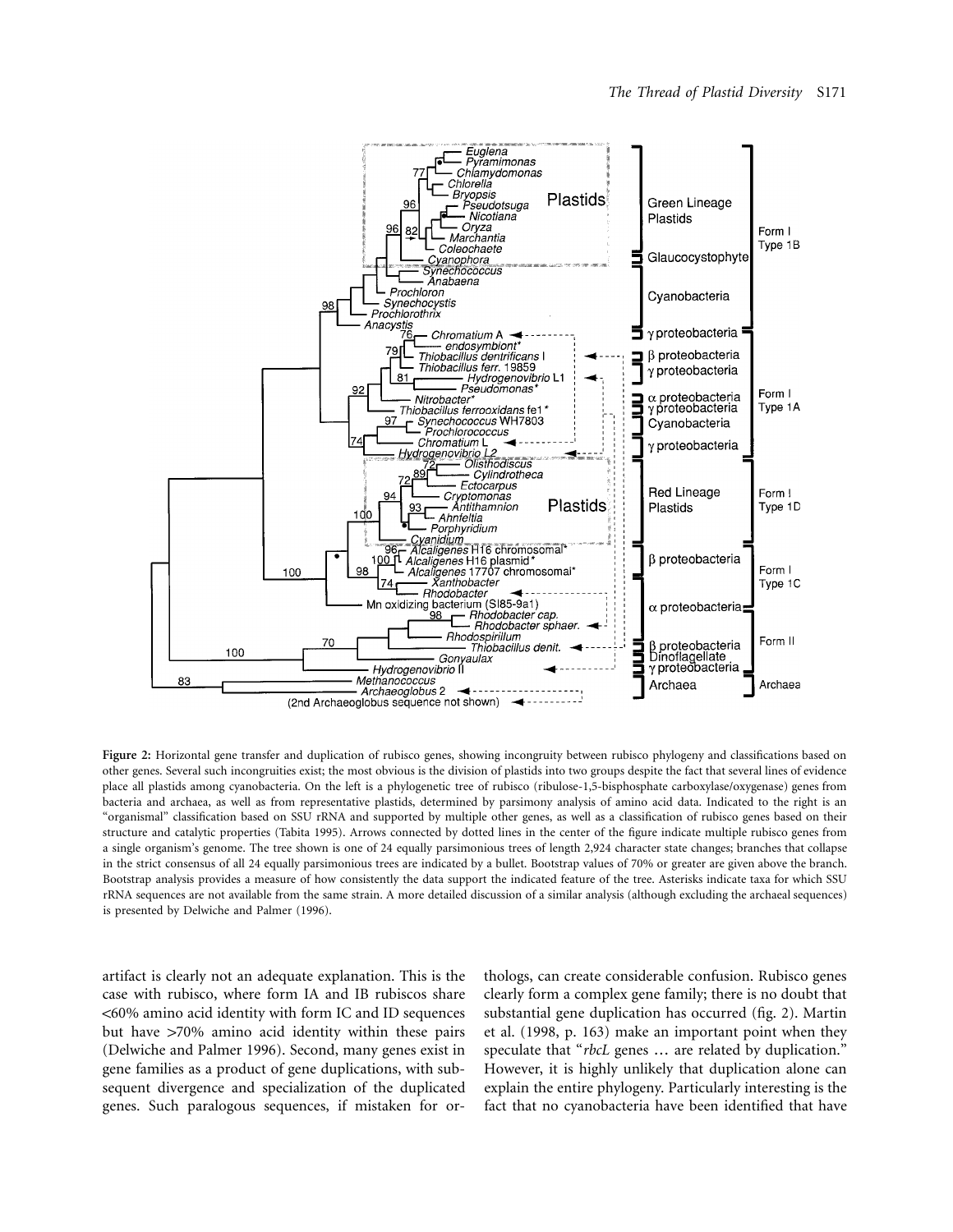**Figure 2:** Horizontal gene transfer and duplication of rubisco genes, showing incongruity between rubisco phylogeny and classifications based on other genes. Several such incongruities exist; the most obvious is the division of plastids into two groups despite the fact that several lines of evidence place all plastids among cyanobacteria. On the left is a phylogenetic tree of rubisco (ribulose-1,5-bisphosphate carboxylase/oxygenase) genes from bacteria and archaea, as well as from representative plastids, determined by parsimony analysis of amino acid data. Indicated to the right is an "organismal" classification based on SSU rRNA and supported by multiple other genes, as well as a classification of rubisco genes based on their structure and catalytic properties (Tabita 1995). Arrows connected by dotted lines in the center of the figure indicate multiple rubisco genes from a single organism's genome. The tree shown is one of 24 equally parsimonious trees of length 2,924 character state changes; branches that collapse in the strict consensus of all 24 equally parsimonious trees are indicated by a bullet. Bootstrap values of 70% or greater are given above the branch. Bootstrap analysis provides a measure of how consistently the data support the indicated feature of the tree. Asterisks indicate taxa for which SSU rRNA sequences are not available from the same strain. A more detailed discussion of a similar analysis (although excluding the archaeal sequences) is presented by Delwiche and Palmer (1996).

artifact is clearly not an adequate explanation. This is the case with rubisco, where form IA and IB rubiscos share <60% amino acid identity with form IC and ID sequences but have >70% amino acid identity within these pairs (Delwiche and Palmer 1996). Second, many genes exist in gene families as a product of gene duplications, with subsequent divergence and specialization of the duplicated genes. Such paralogous sequences, if mistaken for orthologs, can create considerable confusion. Rubisco genes clearly form a complex gene family; there is no doubt that substantial gene duplication has occurred (fig. 2). Martin et al. (1998, p. 163) make an important point when they speculate that "*rbcL* genes … are related by duplication." However, it is highly unlikely that duplication alone can explain the entire phylogeny. Particularly interesting is the fact that no cyanobacteria have been identified that have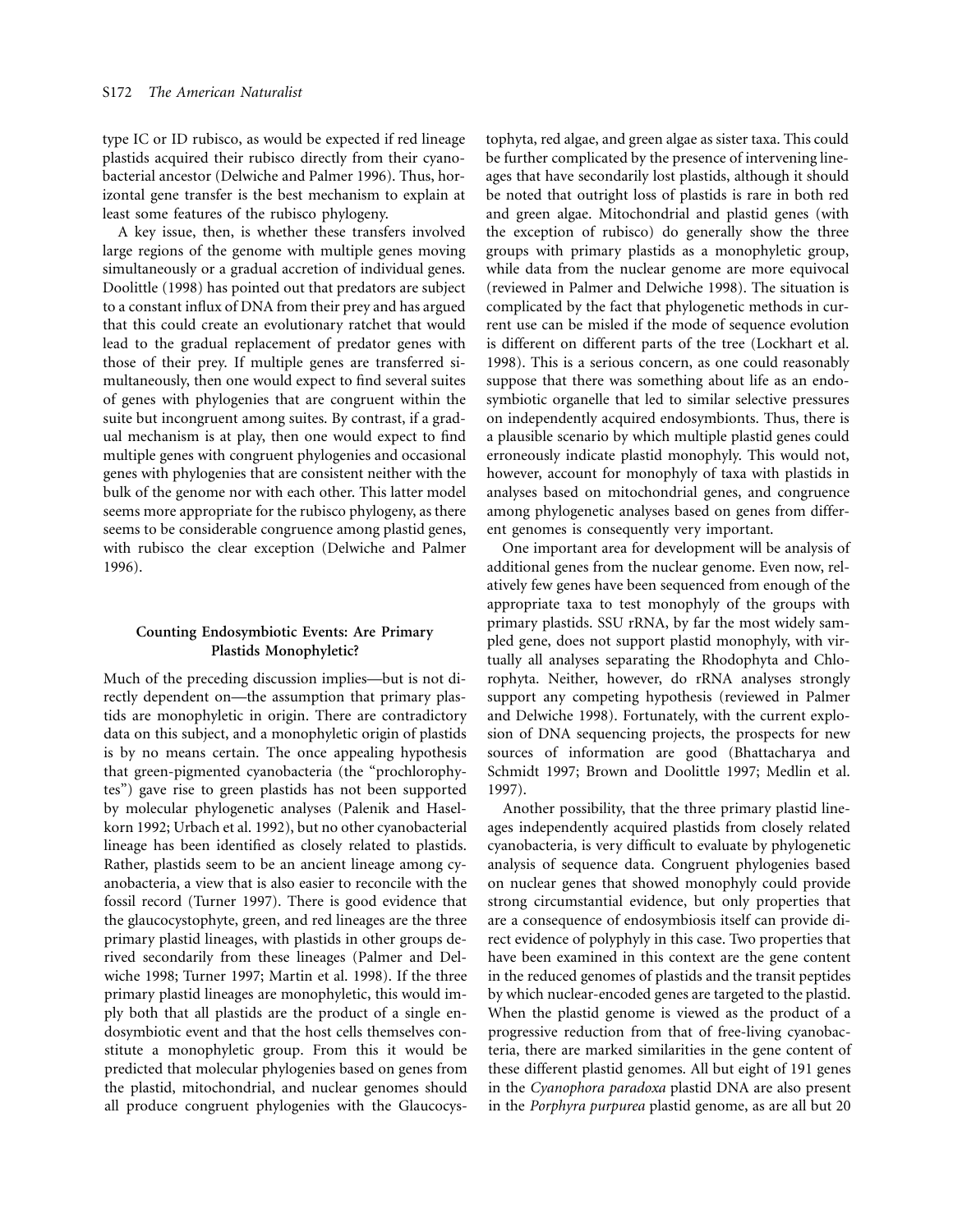type IC or ID rubisco, as would be expected if red lineage plastids acquired their rubisco directly from their cyanobacterial ancestor (Delwiche and Palmer 1996). Thus, horizontal gene transfer is the best mechanism to explain at least some features of the rubisco phylogeny.

A key issue, then, is whether these transfers involved large regions of the genome with multiple genes moving simultaneously or a gradual accretion of individual genes. Doolittle (1998) has pointed out that predators are subject to a constant influx of DNA from their prey and has argued that this could create an evolutionary ratchet that would lead to the gradual replacement of predator genes with those of their prey. If multiple genes are transferred simultaneously, then one would expect to find several suites of genes with phylogenies that are congruent within the suite but incongruent among suites. By contrast, if a gradual mechanism is at play, then one would expect to find multiple genes with congruent phylogenies and occasional genes with phylogenies that are consistent neither with the bulk of the genome nor with each other. This latter model seems more appropriate for the rubisco phylogeny, as there seems to be considerable congruence among plastid genes, with rubisco the clear exception (Delwiche and Palmer 1996).

## Counting Endosymbiotic Events: Are Primary Plastids Monophyletic?

Much of the preceding discussion implies—but is not directly dependent on—the assumption that primary plastids are monophyletic in origin. There are contradictory data on this subject, and a monophyletic origin of plastids is by no means certain. The once appealing hypothesis that green-pigmented cyanobacteria (the "prochlorophytes") gave rise to green plastids has not been supported by molecular phylogenetic analyses (Palenik and Haselkorn 1992; Urbach et al. 1992), but no other cyanobacterial lineage has been identified as closely related to plastids. Rather, plastids seem to be an ancient lineage among cyanobacteria, a view that is also easier to reconcile with the fossil record (Turner 1997). There is good evidence that the glaucocystophyte, green, and red lineages are the three primary plastid lineages, with plastids in other groups derived secondarily from these lineages (Palmer and Delwiche 1998; Turner 1997; Martin et al. 1998). If the three primary plastid lineages are monophyletic, this would imply both that all plastids are the product of a single endosymbiotic event and that the host cells themselves constitute a monophyletic group. From this it would be predicted that molecular phylogenies based on genes from the plastid, mitochondrial, and nuclear genomes should all produce congruent phylogenies with the Glaucocystophyta, red algae, and green algae as sister taxa. This could be further complicated by the presence of intervening lineages that have secondarily lost plastids, although it should be noted that outright loss of plastids is rare in both red and green algae. Mitochondrial and plastid genes (with the exception of rubisco) do generally show the three groups with primary plastids as a monophyletic group, while data from the nuclear genome are more equivocal (reviewed in Palmer and Delwiche 1998). The situation is complicated by the fact that phylogenetic methods in current use can be misled if the mode of sequence evolution is different on different parts of the tree (Lockhart et al. 1998). This is a serious concern, as one could reasonably suppose that there was something about life as an endosymbiotic organelle that led to similar selective pressures on independently acquired endosymbionts. Thus, there is a plausible scenario by which multiple plastid genes could erroneously indicate plastid monophyly. This would not, however, account for monophyly of taxa with plastids in analyses based on mitochondrial genes, and congruence among phylogenetic analyses based on genes from different genomes is consequently very important.

One important area for development will be analysis of additional genes from the nuclear genome. Even now, relatively few genes have been sequenced from enough of the appropriate taxa to test monophyly of the groups with primary plastids. SSU rRNA, by far the most widely sampled gene, does not support plastid monophyly, with virtually all analyses separating the Rhodophyta and Chlorophyta. Neither, however, do rRNA analyses strongly support any competing hypothesis (reviewed in Palmer and Delwiche 1998). Fortunately, with the current explosion of DNA sequencing projects, the prospects for new sources of information are good (Bhattacharya and Schmidt 1997; Brown and Doolittle 1997; Medlin et al. 1997).

Another possibility, that the three primary plastid lineages independently acquired plastids from closely related cyanobacteria, is very difficult to evaluate by phylogenetic analysis of sequence data. Congruent phylogenies based on nuclear genes that showed monophyly could provide strong circumstantial evidence, but only properties that are a consequence of endosymbiosis itself can provide direct evidence of polyphyly in this case. Two properties that have been examined in this context are the gene content in the reduced genomes of plastids and the transit peptides by which nuclear-encoded genes are targeted to the plastid. When the plastid genome is viewed as the product of a progressive reduction from that of free-living cyanobacteria, there are marked similarities in the gene content of these different plastid genomes. All but eight of 191 genes in the *Cyanophora paradoxa* plastid DNA are also present in the *Porphyra purpurea* plastid genome, as are all but 20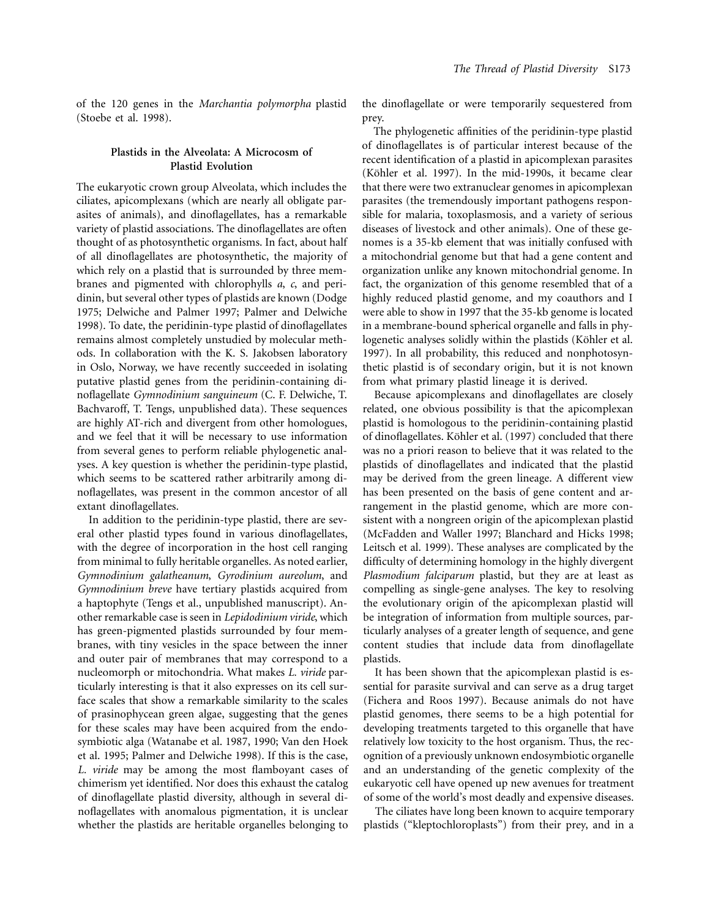of the 120 genes in the *Marchantia polymorpha* plastid (Stoebe et al. 1998).

## Plastids in the Alveolata: A Microcosm of Plastid Evolution

The eukaryotic crown group Alveolata, which includes the ciliates, apicomplexans (which are nearly all obligate parasites of animals), and dinoflagellates, has a remarkable variety of plastid associations. The dinoflagellates are often thought of as photosynthetic organisms. In fact, about half of all dinoflagellates are photosynthetic, the majority of which rely on a plastid that is surrounded by three membranes and pigmented with chlorophylls *a*, *c*, and peridinin, but several other types of plastids are known (Dodge 1975; Delwiche and Palmer 1997; Palmer and Delwiche 1998). To date, the peridinin-type plastid of dinoflagellates remains almost completely unstudied by molecular methods. In collaboration with the K. S. Jakobsen laboratory in Oslo, Norway, we have recently succeeded in isolating putative plastid genes from the peridinin-containing dinoflagellate *Gymnodinium sanguineum* (C. F. Delwiche, T. Bachvaroff, T. Tengs, unpublished data). These sequences are highly AT-rich and divergent from other homologues, and we feel that it will be necessary to use information from several genes to perform reliable phylogenetic analyses. A key question is whether the peridinin-type plastid, which seems to be scattered rather arbitrarily among dinoflagellates, was present in the common ancestor of all extant dinoflagellates.

In addition to the peridinin-type plastid, there are several other plastid types found in various dinoflagellates, with the degree of incorporation in the host cell ranging from minimal to fully heritable organelles. As noted earlier, *Gymnodinium galatheanum*, *Gyrodinium aureolum*, and *Gymnodinium breve* have tertiary plastids acquired from a haptophyte (Tengs et al., unpublished manuscript). Another remarkable case is seen in *Lepidodinium viride*, which has green-pigmented plastids surrounded by four membranes, with tiny vesicles in the space between the inner and outer pair of membranes that may correspond to a nucleomorph or mitochondria. What makes *L. viride* particularly interesting is that it also expresses on its cell surface scales that show a remarkable similarity to the scales of prasinophycean green algae, suggesting that the genes for these scales may have been acquired from the endosymbiotic alga (Watanabe et al. 1987, 1990; Van den Hoek et al. 1995; Palmer and Delwiche 1998). If this is the case, *L. viride* may be among the most flamboyant cases of chimerism yet identified. Nor does this exhaust the catalog of dinoflagellate plastid diversity, although in several dinoflagellates with anomalous pigmentation, it is unclear whether the plastids are heritable organelles belonging to the dinoflagellate or were temporarily sequestered from prey.

The phylogenetic affinities of the peridinin-type plastid of dinoflagellates is of particular interest because of the recent identification of a plastid in apicomplexan parasites (Köhler et al. 1997). In the mid-1990s, it became clear that there were two extranuclear genomes in apicomplexan parasites (the tremendously important pathogens responsible for malaria, toxoplasmosis, and a variety of serious diseases of livestock and other animals). One of these genomes is a 35-kb element that was initially confused with a mitochondrial genome but that had a gene content and organization unlike any known mitochondrial genome. In fact, the organization of this genome resembled that of a highly reduced plastid genome, and my coauthors and I were able to show in 1997 that the 35-kb genome is located in a membrane-bound spherical organelle and falls in phylogenetic analyses solidly within the plastids (Köhler et al. 1997). In all probability, this reduced and nonphotosynthetic plastid is of secondary origin, but it is not known from what primary plastid lineage it is derived.

Because apicomplexans and dinoflagellates are closely related, one obvious possibility is that the apicomplexan plastid is homologous to the peridinin-containing plastid of dinoflagellates. Köhler et al. (1997) concluded that there was no a priori reason to believe that it was related to the plastids of dinoflagellates and indicated that the plastid may be derived from the green lineage. A different view has been presented on the basis of gene content and arrangement in the plastid genome, which are more consistent with a nongreen origin of the apicomplexan plastid (McFadden and Waller 1997; Blanchard and Hicks 1998; Leitsch et al. 1999). These analyses are complicated by the difficulty of determining homology in the highly divergent *Plasmodium falciparum* plastid, but they are at least as compelling as single-gene analyses. The key to resolving the evolutionary origin of the apicomplexan plastid will be integration of information from multiple sources, particularly analyses of a greater length of sequence, and gene content studies that include data from dinoflagellate plastids.

It has been shown that the apicomplexan plastid is essential for parasite survival and can serve as a drug target (Fichera and Roos 1997). Because animals do not have plastid genomes, there seems to be a high potential for developing treatments targeted to this organelle that have relatively low toxicity to the host organism. Thus, the recognition of a previously unknown endosymbiotic organelle and an understanding of the genetic complexity of the eukaryotic cell have opened up new avenues for treatment of some of the world's most deadly and expensive diseases.

The ciliates have long been known to acquire temporary plastids ("kleptochloroplasts") from their prey, and in a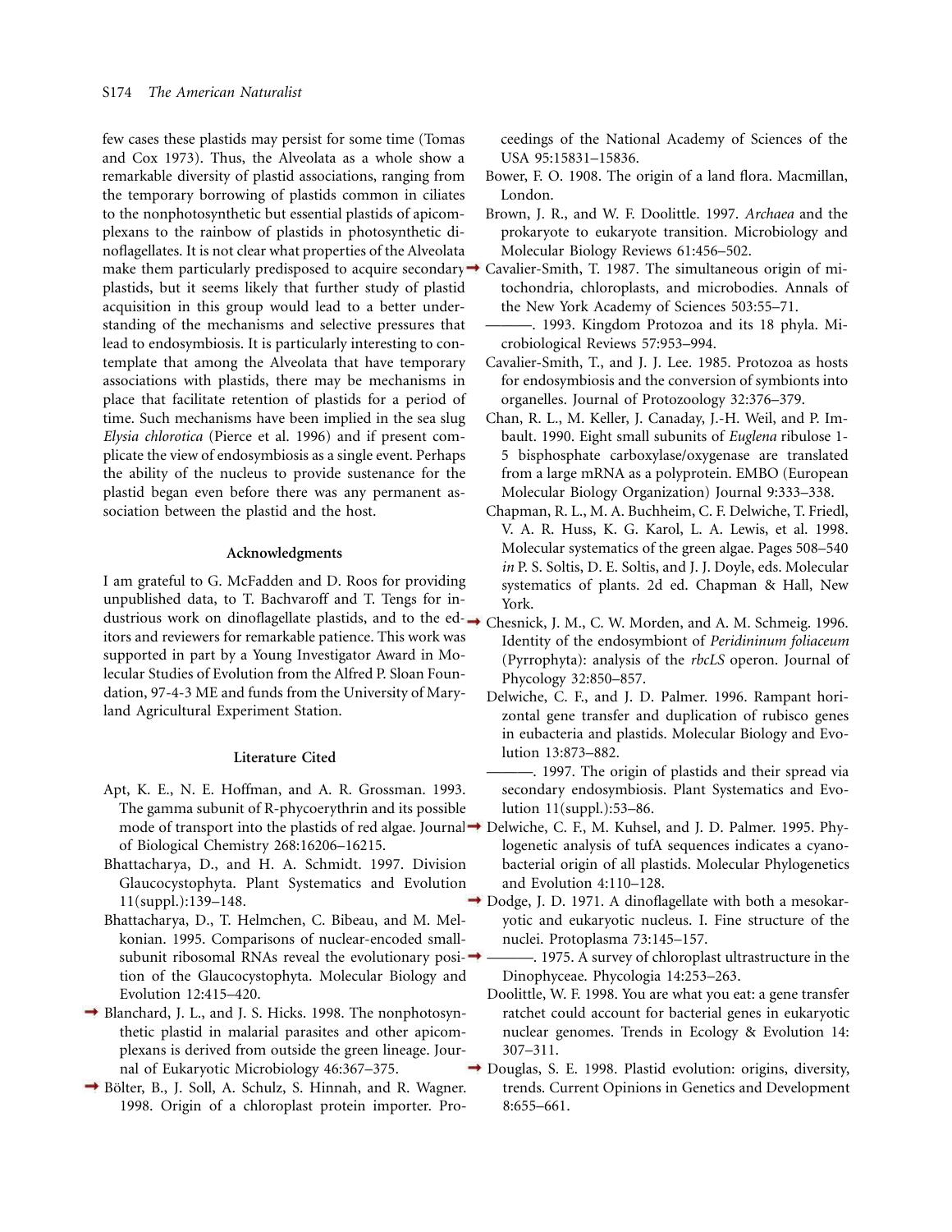few cases these plastids may persist for some time (Tomas and Cox 1973). Thus, the Alveolata as a whole show a remarkable diversity of plastid associations, ranging from the temporary borrowing of plastids common in ciliates to the nonphotosynthetic but essential plastids of apicomplexans to the rainbow of plastids in photosynthetic dinoflagellates. It is not clear what properties of the Alveolata make them particularly predisposed to acquire secondary plastids, but it seems likely that further study of plastid acquisition in this group would lead to a better understanding of the mechanisms and selective pressures that lead to endosymbiosis. It is particularly interesting to contemplate that among the Alveolata that have temporary associations with plastids, there may be mechanisms in place that facilitate retention of plastids for a period of time. Such mechanisms have been implied in the sea slug *Elysia chlorotica* (Pierce et al. 1996) and if present complicate the view of endosymbiosis as a single event. Perhaps the ability of the nucleus to provide sustenance for the plastid began even before there was any permanent association between the plastid and the host.

### Acknowledgments

I am grateful to G. McFadden and D. Roos for providing unpublished data, to T. Bachvaroff and T. Tengs for industrious work on dinoflagellate plastids, and to the editors and reviewers for remarkable patience. This work was supported in part by a Young Investigator Award in Molecular Studies of Evolution from the Alfred P. Sloan Foundation, 97-4-3 ME and funds from the University of Maryland Agricultural Experiment Station.

### Literature Cited

Apt, K. E., N. E. Hoffman, and A. R. Grossman. 1993. The gamma subunit of R-phycoerythrin and its possible mode of transport into the plastids of red algae. Journal of Biological Chemistry 268:16206–16215.

Bhattacharya, D., and H. A. Schmidt. 1997. Division Glaucocystophyta. Plant Systematics and Evolution 11(suppl.):139–148.

Bhattacharya, D., T. Helmchen, C. Bibeau, and M. Melkonian. 1995. Comparisons of nuclear-encoded small-subunit ribosomal RNAs reveal the evolutionary position of the Glaucocystophyta. Molecular Biology and Evolution 12:415–420.

Blanchard, J. L., and J. S. Hicks. 1998. The nonphotosynthetic plastid in malarial parasites and other apicomplexans is derived from outside the green lineage. Journal of Eukaryotic Microbiology 46:367–375.

Bölter, B., J. Soll, A. Schulz, S. Hinnah, and R. Wagner. 1998. Origin of a chloroplast protein importer. Proceedings of the National Academy of Sciences of the USA 95:15831–15836.

Bower, F. O. 1908. The origin of a land flora. Macmillan, London.

Brown, J. R., and W. F. Doolittle. 1997. *Archaea* and the prokaryote to eukaryote transition. Microbiology and Molecular Biology Reviews 61:456–502.

Cavalier-Smith, T. 1987. The simultaneous origin of mitochondria, chloroplasts, and microbodies. Annals of the New York Academy of Sciences 503:55–71.

———. 1993. Kingdom Protozoa and its 18 phyla. Microbiological Reviews 57:953–994.

Cavalier-Smith, T., and J. J. Lee. 1985. Protozoa as hosts for endosymbiosis and the conversion of symbionts into organelles. Journal of Protozoology 32:376–379.

Chan, R. L., M. Keller, J. Canaday, J.-H. Weil, and P. Imbault. 1990. Eight small subunits of *Euglena* ribulose 1-5 bisphosphate carboxylase/oxygenase are translated from a large mRNA as a polyprotein. EMBO (European Molecular Biology Organization) Journal 9:333–338.

Chapman, R. L., M. A. Buchheim, C. F. Delwiche, T. Friedl, V. A. R. Huss, K. G. Karol, L. A. Lewis, et al. 1998. Molecular systematics of the green algae. Pages 508–540 *in* P. S. Soltis, D. E. Soltis, and J. J. Doyle, eds. Molecular systematics of plants. 2d ed. Chapman & Hall, New York.

Chesnick, J. M., C. W. Morden, and A. M. Schmeig. 1996. Identity of the endosymbiont of *Peridininum foliaceum* (Pyrrophyta): analysis of the *rbcLS* operon. Journal of Phycology 32:850–857.

Delwiche, C. F., and J. D. Palmer. 1996. Rampant horizontal gene transfer and duplication of rubisco genes in eubacteria and plastids. Molecular Biology and Evolution 13:873–882.

———. 1997. The origin of plastids and their spread via secondary endosymbiosis. Plant Systematics and Evolution 11(suppl.):53–86.

Delwiche, C. F., M. Kuhsel, and J. D. Palmer. 1995. Phylogenetic analysis of tufA sequences indicates a cyanobacterial origin of all plastids. Molecular Phylogenetics and Evolution 4:110–128.

Dodge, J. D. 1971. A dinoflagellate with both a mesokaryotic and eukaryotic nucleus. I. Fine structure of the nuclei. Protoplasma 73:145–157.

———. 1975. A survey of chloroplast ultrastructure in the Dinophyceae. Phycologia 14:253–263.

Doolittle, W. F. 1998. You are what you eat: a gene transfer ratchet could account for bacterial genes in eukaryotic nuclear genomes. Trends in Ecology & Evolution 14:307–311.

Douglas, S. E. 1998. Plastid evolution: origins, diversity, trends. Current Opinions in Genetics and Development 8:655–661.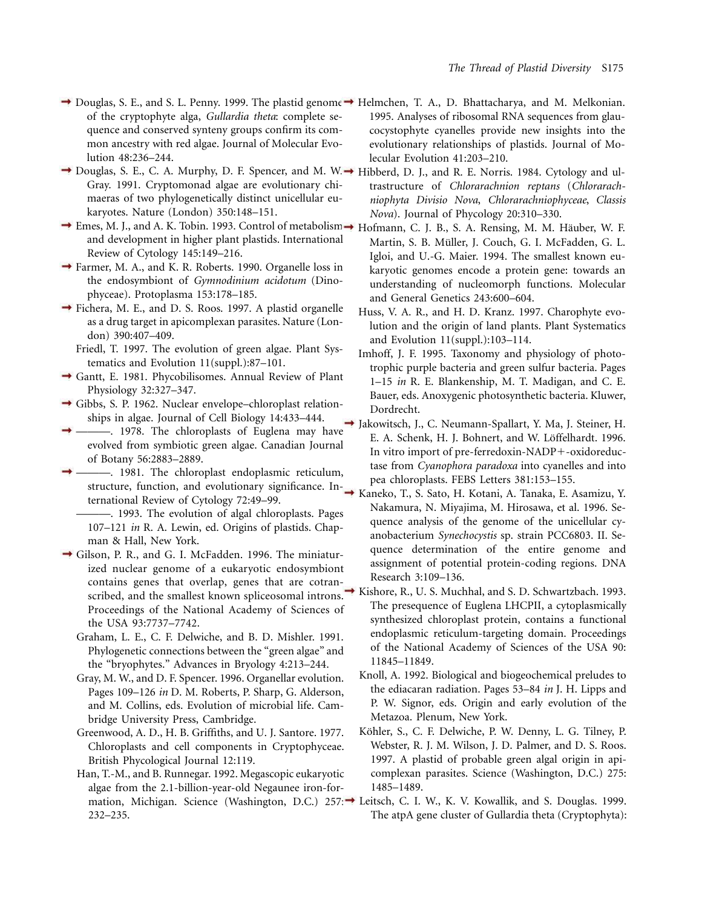Douglas, S. E., and S. L. Penny. 1999. The plastid genome of the cryptophyte alga, *Gullardia theta*: complete sequence and conserved synteny groups confirm its common ancestry with red algae. Journal of Molecular Evolution 48:236–244.

Douglas, S. E., C. A. Murphy, D. F. Spencer, and M. W. Gray. 1991. Cryptomonad algae are evolutionary chimaeras of two phylogenetically distinct unicellular eukaryotes. Nature (London) 350:148–151.

Emes, M. J., and A. K. Tobin. 1993. Control of metabolism and development in higher plant plastids. International Review of Cytology 145:149–216.

Farmer, M. A., and K. R. Roberts. 1990. Organelle loss in the endosymbiont of *Gymnodinium acidotum* (Dinophyceae). Protoplasma 153:178–185.

Fichera, M. E., and D. S. Roos. 1997. A plastid organelle as a drug target in apicomplexan parasites. Nature (London) 390:407–409.

Friedl, T. 1997. The evolution of green algae. Plant Systematics and Evolution 11(suppl.):87–101.

Gantt, E. 1981. Phycobilisomes. Annual Review of Plant Physiology 32:327–347.

Gibbs, S. P. 1962. Nuclear envelope–chloroplast relationships in algae. Journal of Cell Biology 14:433–444.

———. 1978. The chloroplasts of Euglena may have evolved from symbiotic green algae. Canadian Journal of Botany 56:2883–2889.

———. 1981. The chloroplast endoplasmic reticulum, structure, function, and evolutionary significance. International Review of Cytology 72:49–99.

———. 1993. The evolution of algal chloroplasts. Pages 107–121 *in* R. A. Lewin, ed. Origins of plastids. Chapman & Hall, New York.

Gilson, P. R., and G. I. McFadden. 1996. The miniaturized nuclear genome of a eukaryotic endosymbiont contains genes that overlap, genes that are cotranscribed, and the smallest known spliceosomal introns. Proceedings of the National Academy of Sciences of the USA 93:7737–7742.

Graham, L. E., C. F. Delwiche, and B. D. Mishler. 1991. Phylogenetic connections between the "green algae" and the "bryophytes." Advances in Bryology 4:213–244.

Gray, M. W., and D. F. Spencer. 1996. Organellar evolution. Pages 109–126 *in* D. M. Roberts, P. Sharp, G. Alderson, and M. Collins, eds. Evolution of microbial life. Cambridge University Press, Cambridge.

Greenwood, A. D., H. B. Griffiths, and U. J. Santore. 1977. Chloroplasts and cell components in Cryptophyceae. British Phycological Journal 12:119.

Han, T.-M., and B. Runnegar. 1992. Megascopic eukaryotic algae from the 2.1-billion-year-old Negaunee iron-formation, Michigan. Science (Washington, D.C.) 257: 232–235.

Helmchen, T. A., D. Bhattacharya, and M. Melkonian. 1995. Analyses of ribosomal RNA sequences from glaucocystophyte cyanelles provide new insights into the evolutionary relationships of plastids. Journal of Molecular Evolution 41:203–210.

Hibberd, D. J., and R. E. Norris. 1984. Cytology and ultrastructure of *Chlorarachnion reptans* (*Chlorarachniophyta Divisio Nova*, *Chlorarachniophyceae*, *Classis Nova*). Journal of Phycology 20:310–330.

Hofmann, C. J. B., S. A. Rensing, M. M. Häuber, W. F. Martin, S. B. Müller, J. Couch, G. I. McFadden, G. L. Igloi, and U.-G. Maier. 1994. The smallest known eukaryotic genomes encode a protein gene: towards an understanding of nucleomorph functions. Molecular and General Genetics 243:600–604.

Huss, V. A. R., and H. D. Kranz. 1997. Charophyte evolution and the origin of land plants. Plant Systematics and Evolution 11(suppl.):103–114.

Imhoff, J. F. 1995. Taxonomy and physiology of phototrophic purple bacteria and green sulfur bacteria. Pages 1–15 *in* R. E. Blankenship, M. T. Madigan, and C. E. Bauer, eds. Anoxygenic photosynthetic bacteria. Kluwer, Dordrecht.

Jakowitsch, J., C. Neumann-Spallart, Y. Ma, J. Steiner, H. E. A. Schenk, H. J. Bohnert, and W. Löffelhardt. 1996. In vitro import of pre-ferredoxin-NADP+-oxidoreductase from *Cyanophora paradoxa* into cyanelles and into pea chloroplasts. FEBS Letters 381:153–155.

Kaneko, T., S. Sato, H. Kotani, A. Tanaka, E. Asamizu, Y. Nakamura, N. Miyajima, M. Hirosawa, et al. 1996. Sequence analysis of the genome of the unicellular cyanobacterium *Synechocystis* sp. strain PCC6803. II. Sequence determination of the entire genome and assignment of potential protein-coding regions. DNA Research 3:109–136.

Kishore, R., U. S. Muchhal, and S. D. Schwartzbach. 1993. The presequence of Euglena LHCPII, a cytoplasmically synthesized chloroplast protein, contains a functional endoplasmic reticulum-targeting domain. Proceedings of the National Academy of Sciences of the USA 90: 11845–11849.

Knoll, A. 1992. Biological and biogeochemical preludes to the ediacaran radiation. Pages 53–84 *in* J. H. Lipps and P. W. Signor, eds. Origin and early evolution of the Metazoa. Plenum, New York.

Köhler, S., C. F. Delwiche, P. W. Denny, L. G. Tilney, P. Webster, R. J. M. Wilson, J. D. Palmer, and D. S. Roos. 1997. A plastid of probable green algal origin in apicomplexan parasites. Science (Washington, D.C.) 275: 1485–1489.

Leitsch, C. I. W., K. V. Kowallik, and S. Douglas. 1999. The atpA gene cluster of Gullardia theta (Cryptophyta):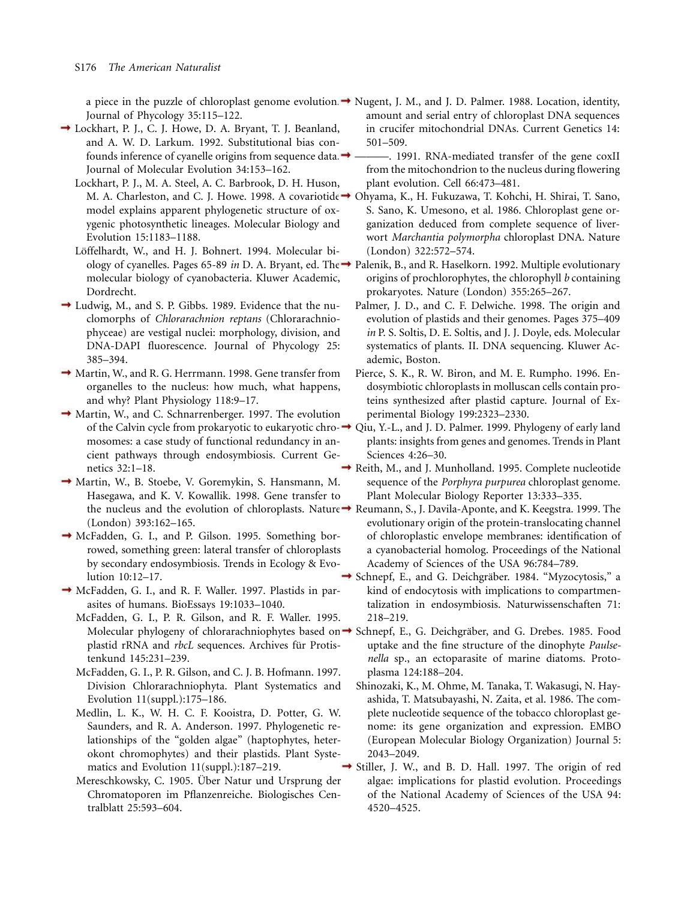a piece in the puzzle of chloroplast genome evolution. Journal of Phycology 35:115–122.

Lockhart, P. J., C. J. Howe, D. A. Bryant, T. J. Beanland, and A. W. D. Larkum. 1992. Substitutional bias confounds inference of cyanelle origins from sequence data. Journal of Molecular Evolution 34:153–162.

Lockhart, P. J., M. A. Steel, A. C. Barbrook, D. H. Huson, M. A. Charleston, and C. J. Howe. 1998. A covariotide model explains apparent phylogenetic structure of oxygenic photosynthetic lineages. Molecular Biology and Evolution 15:1183–1188.

Löffelhardt, W., and H. J. Bohnert. 1994. Molecular biology of cyanelles. Pages 65-89 *in* D. A. Bryant, ed. The molecular biology of cyanobacteria. Kluwer Academic, Dordrecht.

Ludwig, M., and S. P. Gibbs. 1989. Evidence that the nuclomorphs of *Chlorarachnion reptans* (Chlorarachniophyceae) are vestigal nuclei: morphology, division, and DNA-DAPI fluorescence. Journal of Phycology 25: 385–394.

Martin, W., and R. G. Herrmann. 1998. Gene transfer from organelles to the nucleus: how much, what happens, and why? Plant Physiology 118:9–17.

Martin, W., and C. Schnarrenberger. 1997. The evolution of the Calvin cycle from prokaryotic to eukaryotic chromosomes: a case study of functional redundancy in ancient pathways through endosymbiosis. Current Genetics 32:1–18.

Martin, W., B. Stoebe, V. Goremykin, S. Hansmann, M. Hasegawa, and K. V. Kowallik. 1998. Gene transfer to the nucleus and the evolution of chloroplasts. Nature (London) 393:162–165.

McFadden, G. I., and P. Gilson. 1995. Something borrowed, something green: lateral transfer of chloroplasts by secondary endosymbiosis. Trends in Ecology & Evolution 10:12–17.

McFadden, G. I., and R. F. Waller. 1997. Plastids in parasites of humans. BioEssays 19:1033–1040.

McFadden, G. I., P. R. Gilson, and R. F. Waller. 1995. Molecular phylogeny of chlorarachniophytes based on plastid rRNA and *rbcL* sequences. Archives für Protistenkund 145:231–239.

McFadden, G. I., P. R. Gilson, and C. J. B. Hofmann. 1997. Division Chlorarachniophyta. Plant Systematics and Evolution 11(suppl.):175–186.

Medlin, L. K., W. H. C. F. Kooistra, D. Potter, G. W. Saunders, and R. A. Anderson. 1997. Phylogenetic relationships of the "golden algae" (haptophytes, heterokont chromophytes) and their plastids. Plant Systematics and Evolution 11(suppl.):187–219.

Mereschkowsky, C. 1905. Über Natur und Ursprung der Chromatoporen im Pflanzenreiche. Biologisches Centralblatt 25:593–604.

Nugent, J. M., and J. D. Palmer. 1988. Location, identity, amount and serial entry of chloroplast DNA sequences in crucifer mitochondrial DNAs. Current Genetics 14: 501–509.

———. 1991. RNA-mediated transfer of the gene coxII from the mitochondrion to the nucleus during flowering plant evolution. Cell 66:473–481.

Ohyama, K., H. Fukuzawa, T. Kohchi, H. Shirai, T. Sano, S. Sano, K. Umesono, et al. 1986. Chloroplast gene organization deduced from complete sequence of liverwort *Marchantia polymorpha* chloroplast DNA. Nature (London) 322:572–574.

Palenik, B., and R. Haselkorn. 1992. Multiple evolutionary origins of prochlorophytes, the chlorophyll *b* containing prokaryotes. Nature (London) 355:265–267.

Palmer, J. D., and C. F. Delwiche. 1998. The origin and evolution of plastids and their genomes. Pages 375–409 *in* P. S. Soltis, D. E. Soltis, and J. J. Doyle, eds. Molecular systematics of plants. II. DNA sequencing. Kluwer Academic, Boston.

Pierce, S. K., R. W. Biron, and M. E. Rumpho. 1996. Endosymbiotic chloroplasts in molluscan cells contain proteins synthesized after plastid capture. Journal of Experimental Biology 199:2323–2330.

Qiu, Y.-L., and J. D. Palmer. 1999. Phylogeny of early land plants: insights from genes and genomes. Trends in Plant Sciences 4:26–30.

Reith, M., and J. Munholland. 1995. Complete nucleotide sequence of the *Porphyra purpurea* chloroplast genome. Plant Molecular Biology Reporter 13:333–335.

Reumann, S., J. Davila-Aponte, and K. Keegstra. 1999. The evolutionary origin of the protein-translocating channel of chloroplastic envelope membranes: identification of a cyanobacterial homolog. Proceedings of the National Academy of Sciences of the USA 96:784–789.

Schnepf, E., and G. Deichgräber. 1984. "Myzocytosis," a kind of endocytosis with implications to compartmentalization in endosymbiosis. Naturwissenschaften 71: 218–219.

Schnepf, E., G. Deichgräber, and G. Drebes. 1985. Food uptake and the fine structure of the dinophyte *Paulsenella* sp., an ectoparasite of marine diatoms. Protoplasma 124:188–204.

Shinozaki, K., M. Ohme, M. Tanaka, T. Wakasugi, N. Hayashida, T. Matsubayashi, N. Zaita, et al. 1986. The complete nucleotide sequence of the tobacco chloroplast genome: its gene organization and expression. EMBO (European Molecular Biology Organization) Journal 5: 2043–2049.

Stiller, J. W., and B. D. Hall. 1997. The origin of red algae: implications for plastid evolution. Proceedings of the National Academy of Sciences of the USA 94: 4520–4525.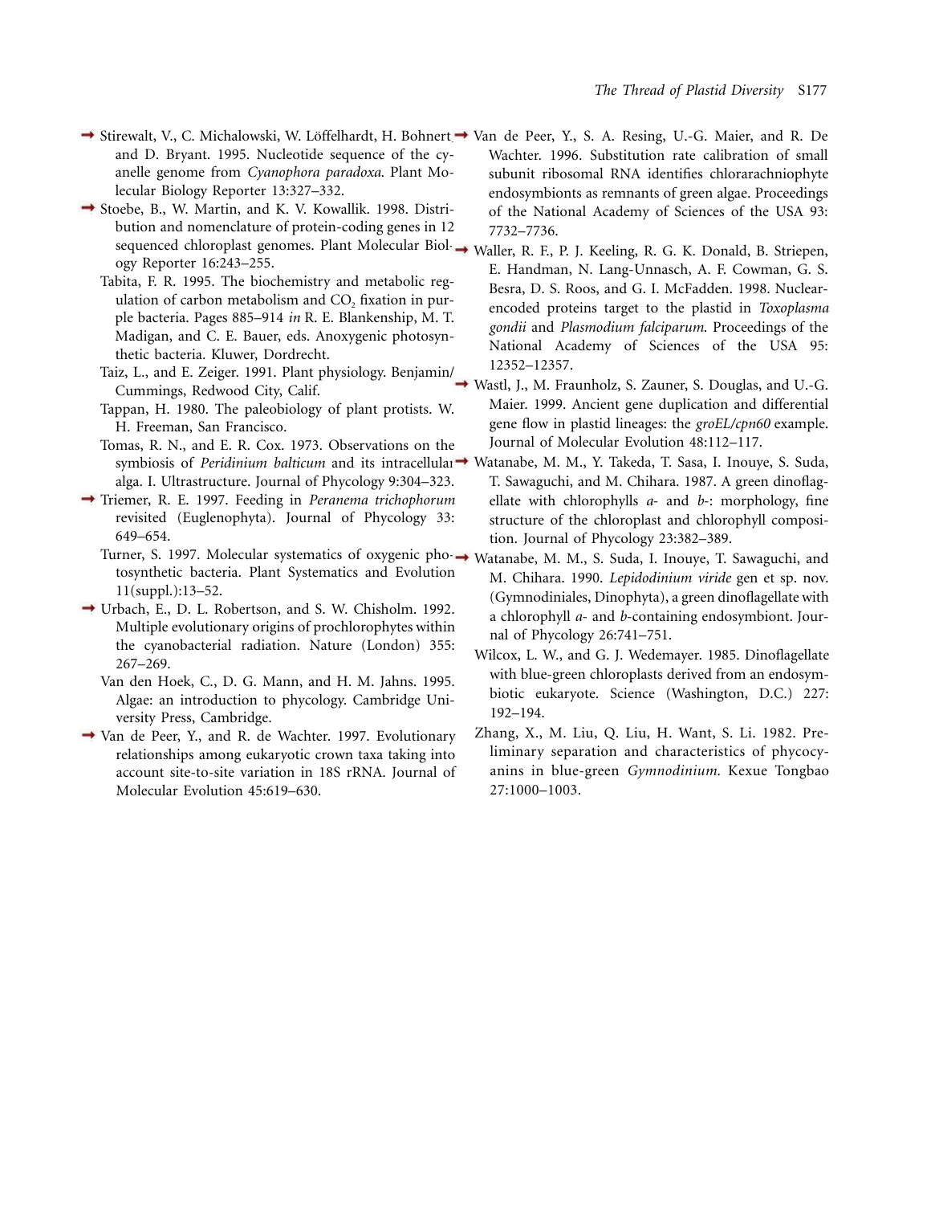Stirewalt, V., C. Michalowski, W. Löffelhardt, H. Bohnert, and D. Bryant. 1995. Nucleotide sequence of the cyanelle genome from *Cyanophora paradoxa*. Plant Molecular Biology Reporter 13:327–332.

Stoebe, B., W. Martin, and K. V. Kowallik. 1998. Distribution and nomenclature of protein-coding genes in 12 sequenced chloroplast genomes. Plant Molecular Biology Reporter 16:243–255.

Tabita, F. R. 1995. The biochemistry and metabolic regulation of carbon metabolism and $CO_2$ fixation in purple bacteria. Pages 885–914 *in* R. E. Blankenship, M. T. Madigan, and C. E. Bauer, eds. Anoxygenic photosynthetic bacteria. Kluwer, Dordrecht.

Taiz, L., and E. Zeiger. 1991. Plant physiology. Benjamin/Cummings, Redwood City, Calif.

Tappan, H. 1980. The paleobiology of plant protists. W. H. Freeman, San Francisco.

Tomas, R. N., and E. R. Cox. 1973. Observations on the symbiosis of *Peridinium balticum* and its intracellular alga. I. Ultrastructure. Journal of Phycology 9:304–323.

Triemer, R. E. 1997. Feeding in *Peranema trichophorum* revisited (Euglenophyta). Journal of Phycology 33: 649–654.

Turner, S. 1997. Molecular systematics of oxygenic photosynthetic bacteria. Plant Systematics and Evolution 11(suppl.):13–52.

Urbach, E., D. L. Robertson, and S. W. Chisholm. 1992. Multiple evolutionary origins of prochlorophytes within the cyanobacterial radiation. Nature (London) 355: 267–269.

Van den Hoek, C., D. G. Mann, and H. M. Jahns. 1995. Algae: an introduction to phycology. Cambridge University Press, Cambridge.

Van de Peer, Y., and R. de Wachter. 1997. Evolutionary relationships among eukaryotic crown taxa taking into account site-to-site variation in 18S rRNA. Journal of Molecular Evolution 45:619–630.

Van de Peer, Y., S. A. Resing, U.-G. Maier, and R. De Wachter. 1996. Substitution rate calibration of small subunit ribosomal RNA identifies chlorarachniophyte endosymbionts as remnants of green algae. Proceedings of the National Academy of Sciences of the USA 93: 7732–7736.

Waller, R. F., P. J. Keeling, R. G. K. Donald, B. Striepen, E. Handman, N. Lang-Unnasch, A. F. Cowman, G. S. Besra, D. S. Roos, and G. I. McFadden. 1998. Nuclear-encoded proteins target to the plastid in *Toxoplasma gondii* and *Plasmodium falciparum*. Proceedings of the National Academy of Sciences of the USA 95: 12352–12357.

Wastl, J., M. Fraunholz, S. Zauner, S. Douglas, and U.-G. Maier. 1999. Ancient gene duplication and differential gene flow in plastid lineages: the *groEL/cpn60* example. Journal of Molecular Evolution 48:112–117.

Watanabe, M. M., Y. Takeda, T. Sasa, I. Inouye, S. Suda, T. Sawaguchi, and M. Chihara. 1987. A green dinoflagellate with chlorophylls *a*- and *b*-: morphology, fine structure of the chloroplast and chlorophyll composition. Journal of Phycology 23:382–389.

Watanabe, M. M., S. Suda, I. Inouye, T. Sawaguchi, and M. Chihara. 1990. *Lepidodinium viride* gen et sp. nov. (Gymnodiniales, Dinophyta), a green dinoflagellate with a chlorophyll *a*- and *b*-containing endosymbiont. Journal of Phycology 26:741–751.

Wilcox, L. W., and G. J. Wedemayer. 1985. Dinoflagellate with blue-green chloroplasts derived from an endosymbiotic eukaryote. Science (Washington, D.C.) 227: 192–194.

Zhang, X., M. Liu, Q. Liu, H. Want, S. Li. 1982. Preliminary separation and characteristics of phycocyanins in blue-green *Gymnodinium*. Kexue Tongbao 27:1000–1003.